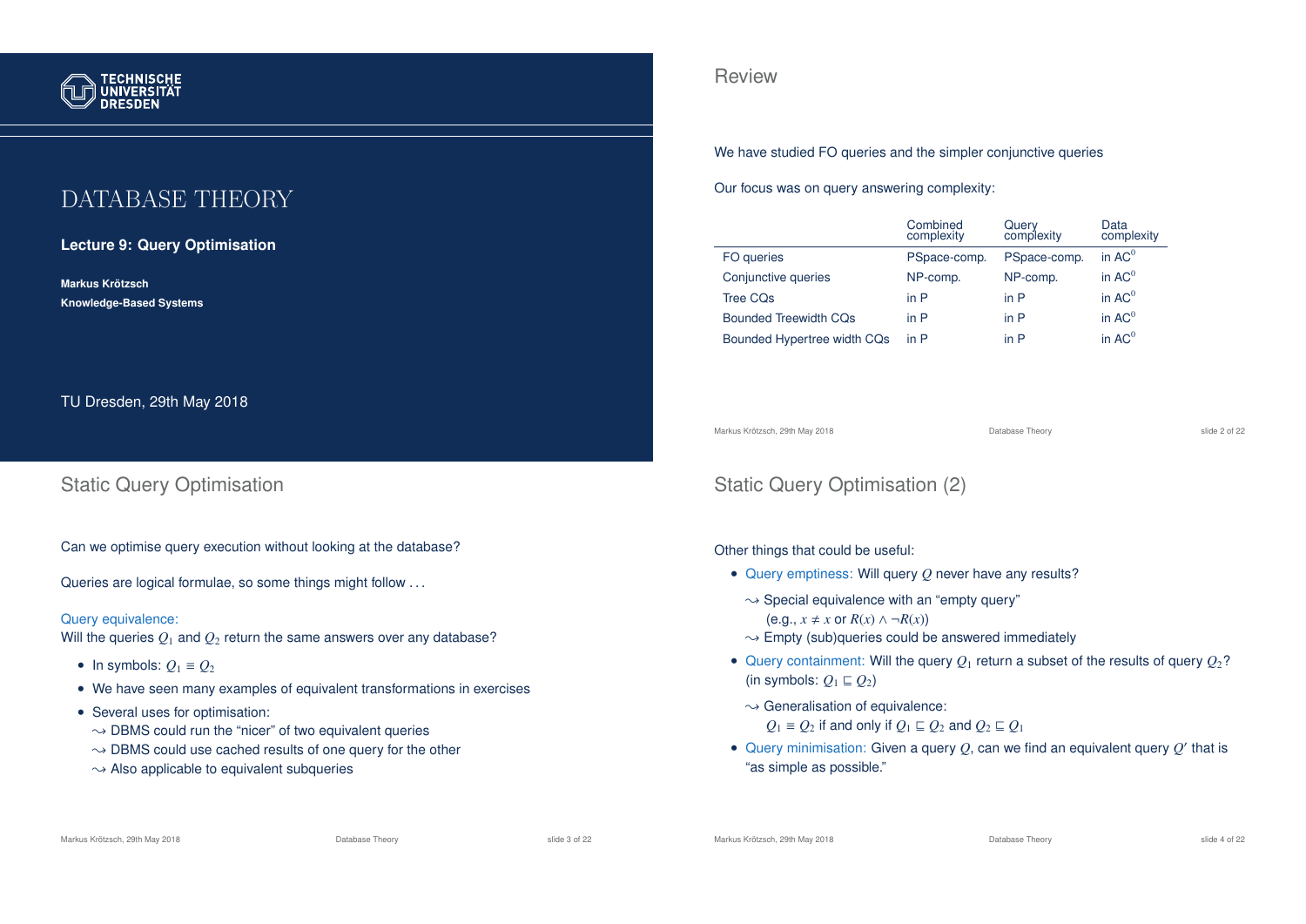TECHNISCHE UNIVERSITÄT DRESDEN

# DATABASE THEORY

**Lecture 9: Query Optimisation**

**Markus Krötzsch**
**Knowledge-Based Systems**

TU Dresden, 29th May 2018

## Review

We have studied FO queries and the simpler conjunctive queries

Our focus was on query answering complexity:

| | Combined complexity | Query complexity | Data complexity |
|---|---|---|---|
| FO queries | PSpace-comp. | PSpace-comp. | in $AC^0$ |
| Conjunctive queries | NP-comp. | NP-comp. | in $AC^0$ |
| Tree CQs | in P | in P | in $AC^0$ |
| Bounded Treewidth CQs | in P | in P | in $AC^0$ |
| Bounded Hypertree width CQs | in P | in P | in $AC^0$ |

## Static Query Optimisation

Can we optimise query execution without looking at the database?

Queries are logical formulae, so some things might follow . . .

Query equivalence:
Will the queries $Q_1$ and $Q_2$ return the same answers over any database?

- In symbols: $Q_1 \equiv Q_2$
- We have seen many examples of equivalent transformations in exercises
- Several uses for optimisation:
  $\leadsto$ DBMS could run the "nicer" of two equivalent queries
  $\leadsto$ DBMS could use cached results of one query for the other
  $\leadsto$ Also applicable to equivalent subqueries

## Static Query Optimisation (2)

Other things that could be useful:

- Query emptiness: Will query $Q$ never have any results?

  $\leadsto$ Special equivalence with an "empty query"
  (e.g., $x \neq x$ or $R(x) \wedge \neg R(x)$)
  $\leadsto$ Empty (sub)queries could be answered immediately
- Query containment: Will the query $Q_1$ return a subset of the results of query $Q_2$? (in symbols: $Q_1 \sqsubseteq Q_2$)

  $\leadsto$ Generalisation of equivalence:
  $Q_1 \equiv Q_2$ if and only if $Q_1 \sqsubseteq Q_2$ and $Q_2 \sqsubseteq Q_1$
- Query minimisation: Given a query $Q$, can we find an equivalent query $Q'$ that is "as simple as possible."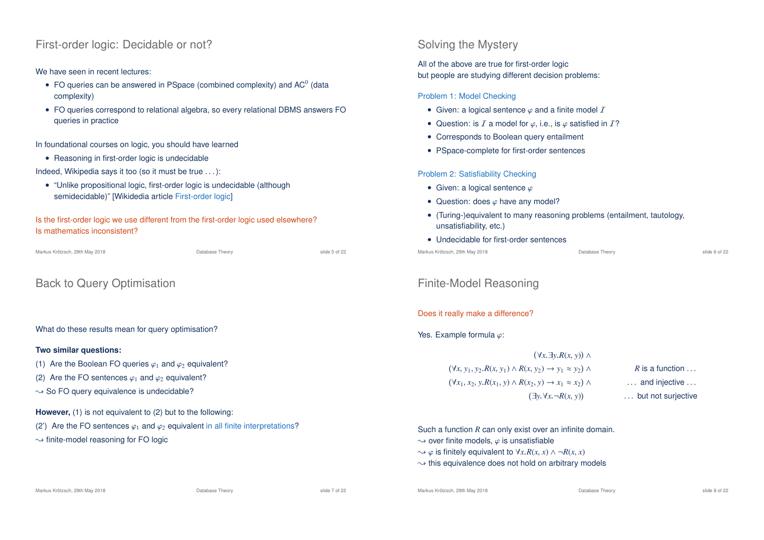## First-order logic: Decidable or not?

We have seen in recent lectures:

- FO queries can be answered in PSpace (combined complexity) and $AC^0$ (data complexity)
- FO queries correspond to relational algebra, so every relational DBMS answers FO queries in practice

In foundational courses on logic, you should have learned

- Reasoning in first-order logic is undecidable

Indeed, Wikipedia says it too (so it must be true . . . ):

- "Unlike propositional logic, first-order logic is undecidable (although semidecidable)" [Wikidedia article First-order logic]

Is the first-order logic we use different from the first-order logic used elsewhere?
Is mathematics inconsistent?

## Solving the Mystery

All of the above are true for first-order logic
but people are studying different decision problems:

### Problem 1: Model Checking

- Given: a logical sentence $\varphi$ and a finite model $\mathcal{I}$
- Question: is $\mathcal{I}$ a model for $\varphi$, i.e., is $\varphi$ satisfied in $\mathcal{I}$?
- Corresponds to Boolean query entailment
- PSpace-complete for first-order sentences

### Problem 2: Satisfiability Checking

- Given: a logical sentence $\varphi$
- Question: does $\varphi$ have any model?
- (Turing-)equivalent to many reasoning problems (entailment, tautology, unsatisfiability, etc.)
- Undecidable for first-order sentences

## Back to Query Optimisation

What do these results mean for query optimisation?

**Two similar questions:**

(1) Are the Boolean FO queries $\varphi_1$ and $\varphi_2$ equivalent?

(2) Are the FO sentences $\varphi_1$ and $\varphi_2$ equivalent?

$\leadsto$ So FO query equivalence is undecidable?

**However,** (1) is not equivalent to (2) but to the following:

(2') Are the FO sentences $\varphi_1$ and $\varphi_2$ equivalent in all finite interpretations?

$\leadsto$ finite-model reasoning for FO logic

## Finite-Model Reasoning

Does it really make a difference?

Yes. Example formula $\varphi$:

$$(\forall x.\exists y.R(x, y)) \land$$

$$(\forall x, y_1, y_2.R(x, y_1) \land R(x, y_2) \rightarrow y_1 \approx y_2) \land \qquad R \text{ is a function} \ldots$$

$$(\forall x_1, x_2, y.R(x_1, y) \land R(x_2, y) \rightarrow x_1 \approx x_2) \land \qquad \ldots \text{ and injective} \ldots$$

$$(\exists y.\forall x.\neg R(x, y)) \qquad \ldots \text{ but not surjective}$$

Such a function $R$ can only exist over an infinite domain.

$\leadsto$ over finite models, $\varphi$ is unsatisfiable

$\leadsto$ $\varphi$ is finitely equivalent to $\forall x.R(x, x) \land \neg R(x, x)$

$\leadsto$ this equivalence does not hold on arbitrary models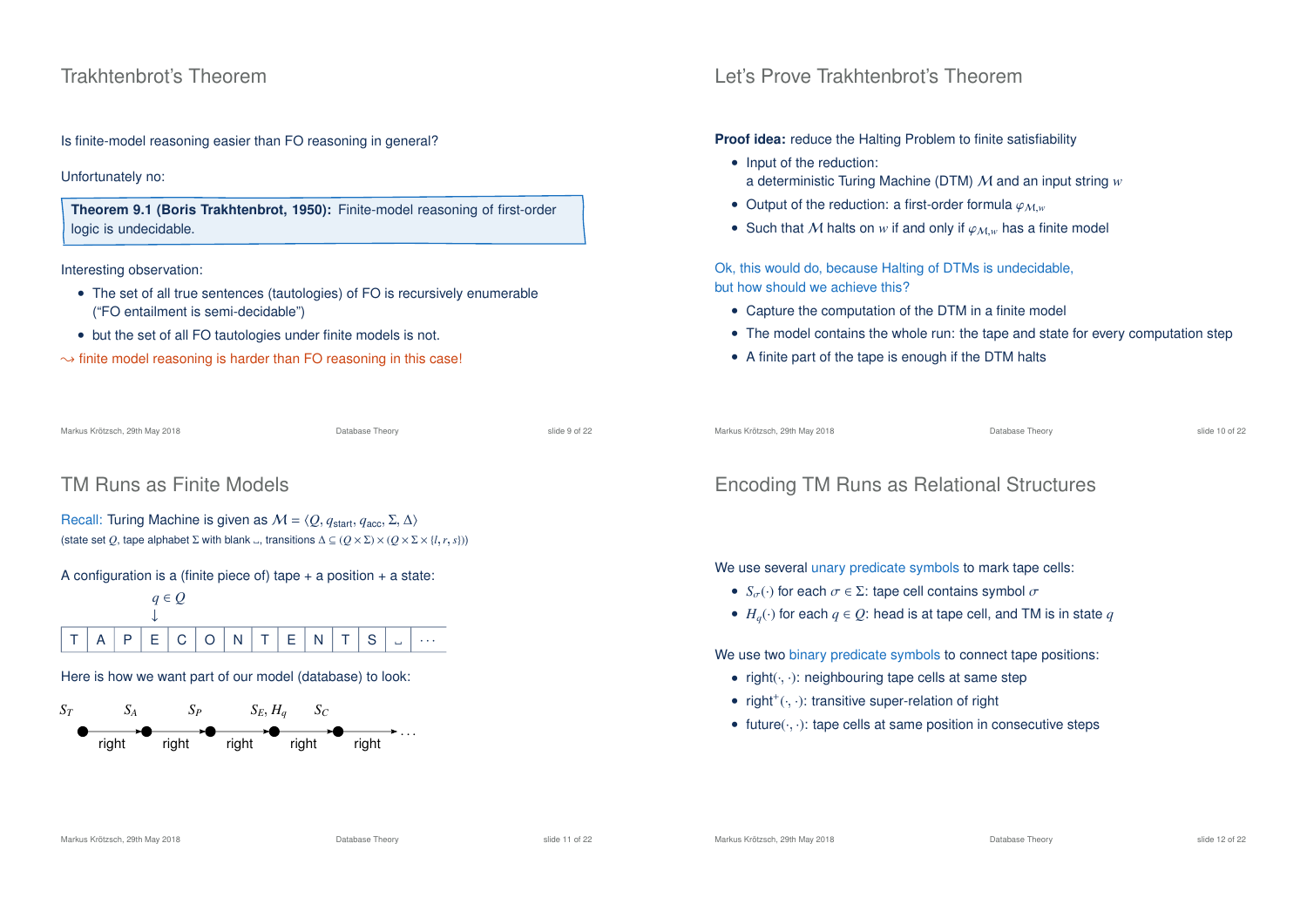## Trakhtenbrot's Theorem

Is finite-model reasoning easier than FO reasoning in general?

Unfortunately no:

> **Theorem 9.1 (Boris Trakhtenbrot, 1950):** Finite-model reasoning of first-order logic is undecidable.

Interesting observation:

- The set of all true sentences (tautologies) of FO is recursively enumerable ("FO entailment is semi-decidable")
- but the set of all FO tautologies under finite models is not.

$\leadsto$ finite model reasoning is harder than FO reasoning in this case!

## Let's Prove Trakhtenbrot's Theorem

**Proof idea:** reduce the Halting Problem to finite satisfiability

- Input of the reduction:
  a deterministic Turing Machine (DTM) $\mathcal{M}$ and an input string $w$
- Output of the reduction: a first-order formula $\varphi_{\mathcal{M},w}$
- Such that $\mathcal{M}$ halts on $w$ if and only if $\varphi_{\mathcal{M},w}$ has a finite model

Ok, this would do, because Halting of DTMs is undecidable,
but how should we achieve this?

- Capture the computation of the DTM in a finite model
- The model contains the whole run: the tape and state for every computation step
- A finite part of the tape is enough if the DTM halts

## TM Runs as Finite Models

Recall: Turing Machine is given as $\mathcal{M} = \langle Q, q_{\text{start}}, q_{\text{acc}}, \Sigma, \Delta \rangle$
(state set $Q$, tape alphabet $\Sigma$ with blank $\llcorner\!\lrcorner$, transitions $\Delta \subseteq (Q \times \Sigma) \times (Q \times \Sigma \times \{l, r, s\})$)

A configuration is a (finite piece of) tape + a position + a state:

$q \in Q$ (head position above cell E)

| T | A | P | E | C | O | N | T | E | N | T | S | ␣ | ··· |
|---|---|---|---|---|---|---|---|---|---|---|---|---|---|

Here is how we want part of our model (database) to look:

$S_T$ —right→ $S_A$ —right→ $S_P$ —right→ $S_E, H_q$ —right→ $S_C$ —right→ ...

## Encoding TM Runs as Relational Structures

We use several unary predicate symbols to mark tape cells:

- $S_\sigma(\cdot)$ for each $\sigma \in \Sigma$: tape cell contains symbol $\sigma$
- $H_q(\cdot)$ for each $q \in Q$: head is at tape cell, and TM is in state $q$

We use two binary predicate symbols to connect tape positions:

- right$(\cdot, \cdot)$: neighbouring tape cells at same step
- right$^+(\cdot, \cdot)$: transitive super-relation of right
- future$(\cdot, \cdot)$: tape cells at same position in consecutive steps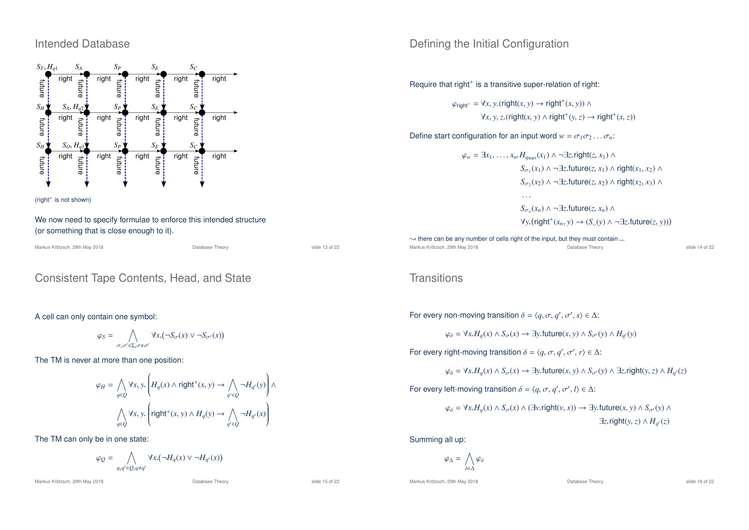# Intended Database

(right$^+$ is not shown)

We now need to specify formulae to enforce this intended structure (or something that is close enough to it).

# Defining the Initial Configuration

Require that right$^+$ is a transitive super-relation of right:

$$\varphi_{\text{right}^+} = \forall x, y.(\text{right}(x, y) \to \text{right}^+(x, y)) \wedge$$
$$\forall x, y, z.(\text{right}(x, y) \wedge \text{right}^+(y, z) \to \text{right}^+(x, z))$$

Define start configuration for an input word $w = \sigma_1 \sigma_2 \ldots \sigma_n$:

$$\varphi_w = \exists x_1, \ldots, x_n. H_{q_{\text{start}}}(x_1) \wedge \neg\exists z.\text{right}(z, x_1) \wedge$$
$$S_{\sigma_1}(x_1) \wedge \neg\exists z.\text{future}(z, x_1) \wedge \text{right}(x_1, x_2) \wedge$$
$$S_{\sigma_2}(x_2) \wedge \neg\exists z.\text{future}(z, x_2) \wedge \text{right}(x_2, x_3) \wedge$$
$$\ldots$$
$$S_{\sigma_n}(x_n) \wedge \neg\exists z.\text{future}(z, x_n) \wedge$$
$$\forall y.(\text{right}^+(x_n, y) \to (S_{\_}(y) \wedge \neg\exists z.\text{future}(z, y)))$$

⇝ there can be any number of cells right of the input, but they must contain ␣.

# Consistent Tape Contents, Head, and State

A cell can only contain one symbol:

$$\varphi_S = \bigwedge_{\sigma,\sigma' \in \Sigma, \sigma \neq \sigma'} \forall x.(\neg S_\sigma(x) \vee \neg S_{\sigma'}(x))$$

The TM is never at more than one position:

$$\varphi_H = \bigwedge_{q \in Q} \forall x, y. \left( H_q(x) \wedge \text{right}^+(x, y) \to \bigwedge_{q' \in Q} \neg H_{q'}(y) \right) \wedge$$
$$\bigwedge_{q \in Q} \forall x, y. \left( \text{right}^+(x, y) \wedge H_q(y) \to \bigwedge_{q' \in Q} \neg H_{q'}(x) \right)$$

The TM can only be in one state:

$$\varphi_Q = \bigwedge_{q,q' \in Q, q \neq q'} \forall x.(\neg H_q(x) \vee \neg H_{q'}(x))$$

# Transitions

For every non-moving transition $\delta = \langle q, \sigma, q', \sigma', s \rangle \in \Delta$:

$$\varphi_\delta = \forall x. H_q(x) \wedge S_\sigma(x) \to \exists y.\text{future}(x, y) \wedge S_{\sigma'}(y) \wedge H_{q'}(y)$$

For every right-moving transition $\delta = \langle q, \sigma, q', \sigma', r \rangle \in \Delta$:

$$\varphi_\delta = \forall x. H_q(x) \wedge S_\sigma(x) \to \exists y.\text{future}(x, y) \wedge S_{\sigma'}(y) \wedge \exists z.\text{right}(y, z) \wedge H_{q'}(z)$$

For every left-moving transition $\delta = \langle q, \sigma, q', \sigma', l \rangle \in \Delta$:

$$\varphi_\delta = \forall x. H_q(x) \wedge S_\sigma(x) \wedge (\exists v.\text{right}(v, x)) \to \exists y.\text{future}(x, y) \wedge S_{\sigma'}(y) \wedge$$
$$\exists z.\text{right}(y, z) \wedge H_{q'}(z)$$

Summing all up:

$$\varphi_\Delta = \bigwedge_{\delta \in \Delta} \varphi_\delta$$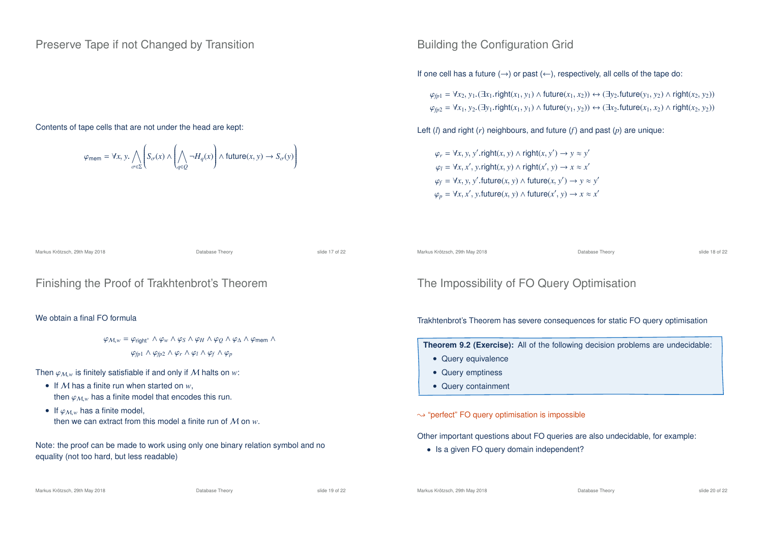## Preserve Tape if not Changed by Transition

Contents of tape cells that are not under the head are kept:

$$\varphi_{\text{mem}} = \forall x, y. \bigwedge_{\sigma \in \Sigma} \left( S_\sigma(x) \wedge \left( \bigwedge_{q \in Q} \neg H_q(x) \right) \wedge \text{future}(x, y) \rightarrow S_\sigma(y) \right)$$

## Building the Configuration Grid

If one cell has a future (→) or past (←), respectively, all cells of the tape do:

$$\varphi_{fp1} = \forall x_2, y_1.(\exists x_1.\text{right}(x_1, y_1) \wedge \text{future}(x_1, x_2)) \leftrightarrow (\exists y_2.\text{future}(y_1, y_2) \wedge \text{right}(x_2, y_2))$$
$$\varphi_{fp2} = \forall x_1, y_2.(\exists y_1.\text{right}(x_1, y_1) \wedge \text{future}(y_1, y_2)) \leftrightarrow (\exists x_2.\text{future}(x_1, x_2) \wedge \text{right}(x_2, y_2))$$

Left ($l$) and right ($r$) neighbours, and future ($f$) and past ($p$) are unique:

$$\varphi_r = \forall x, y, y'.\text{right}(x, y) \wedge \text{right}(x, y') \rightarrow y \approx y'$$
$$\varphi_l = \forall x, x', y.\text{right}(x, y) \wedge \text{right}(x', y) \rightarrow x \approx x'$$
$$\varphi_f = \forall x, y, y'.\text{future}(x, y) \wedge \text{future}(x, y') \rightarrow y \approx y'$$
$$\varphi_p = \forall x, x', y.\text{future}(x, y) \wedge \text{future}(x', y) \rightarrow x \approx x'$$

## Finishing the Proof of Trakhtenbrot's Theorem

We obtain a final FO formula

$$\varphi_{\mathcal{M},w} = \varphi_{\text{right}^+} \wedge \varphi_w \wedge \varphi_S \wedge \varphi_H \wedge \varphi_Q \wedge \varphi_\Delta \wedge \varphi_{\text{mem}} \wedge$$
$$\varphi_{fp1} \wedge \varphi_{fp2} \wedge \varphi_r \wedge \varphi_l \wedge \varphi_f \wedge \varphi_p$$

Then $\varphi_{\mathcal{M},w}$ is finitely satisfiable if and only if $\mathcal{M}$ halts on $w$:

- If $\mathcal{M}$ has a finite run when started on $w$, then $\varphi_{\mathcal{M},w}$ has a finite model that encodes this run.
- If $\varphi_{\mathcal{M},w}$ has a finite model, then we can extract from this model a finite run of $\mathcal{M}$ on $w$.

Note: the proof can be made to work using only one binary relation symbol and no equality (not too hard, but less readable)

## The Impossibility of FO Query Optimisation

Trakhtenbrot's Theorem has severe consequences for static FO query optimisation

**Theorem 9.2 (Exercise):** All of the following decision problems are undecidable:

- Query equivalence
- Query emptiness
- Query containment

⇝ "perfect" FO query optimisation is impossible

Other important questions about FO queries are also undecidable, for example:

- Is a given FO query domain independent?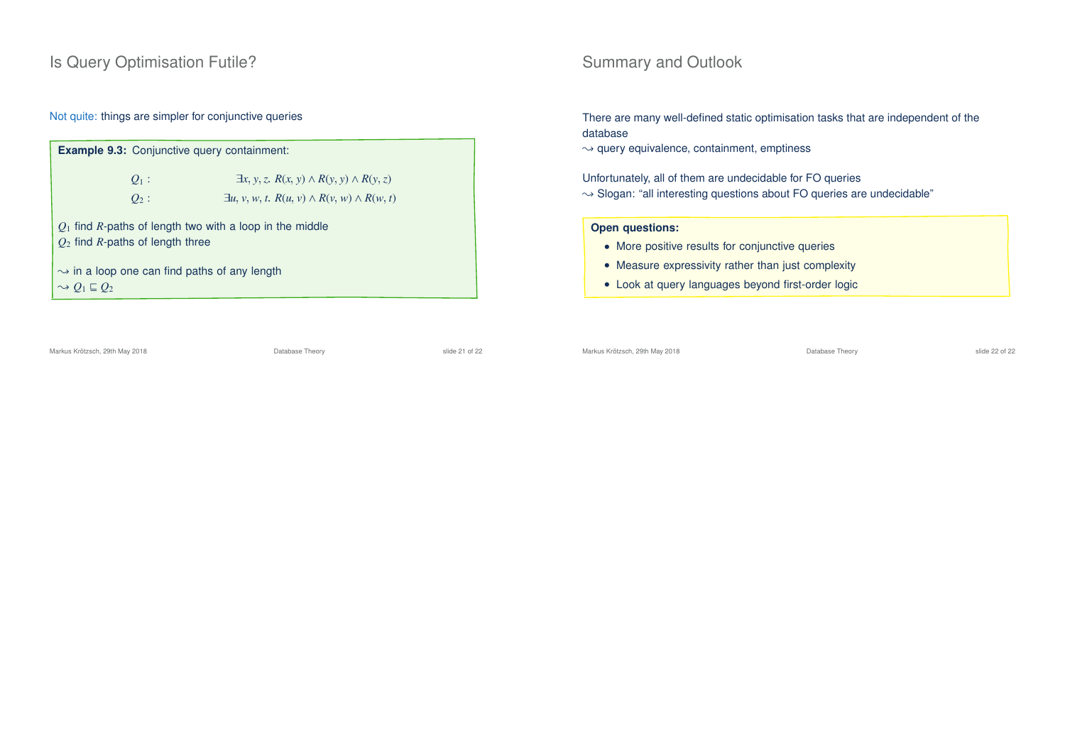## Is Query Optimisation Futile?

Not quite: things are simpler for conjunctive queries

**Example 9.3:** Conjunctive query containment:

$$Q_1 : \quad \exists x, y, z.\ R(x, y) \wedge R(y, y) \wedge R(y, z)$$

$$Q_2 : \quad \exists u, v, w, t.\ R(u, v) \wedge R(v, w) \wedge R(w, t)$$

$Q_1$ find $R$-paths of length two with a loop in the middle
$Q_2$ find $R$-paths of length three

⇝ in a loop one can find paths of any length
⇝ $Q_1 \sqsubseteq Q_2$

## Summary and Outlook

There are many well-defined static optimisation tasks that are independent of the database
⇝ query equivalence, containment, emptiness

Unfortunately, all of them are undecidable for FO queries
⇝ Slogan: "all interesting questions about FO queries are undecidable"

**Open questions:**

- More positive results for conjunctive queries
- Measure expressivity rather than just complexity
- Look at query languages beyond first-order logic